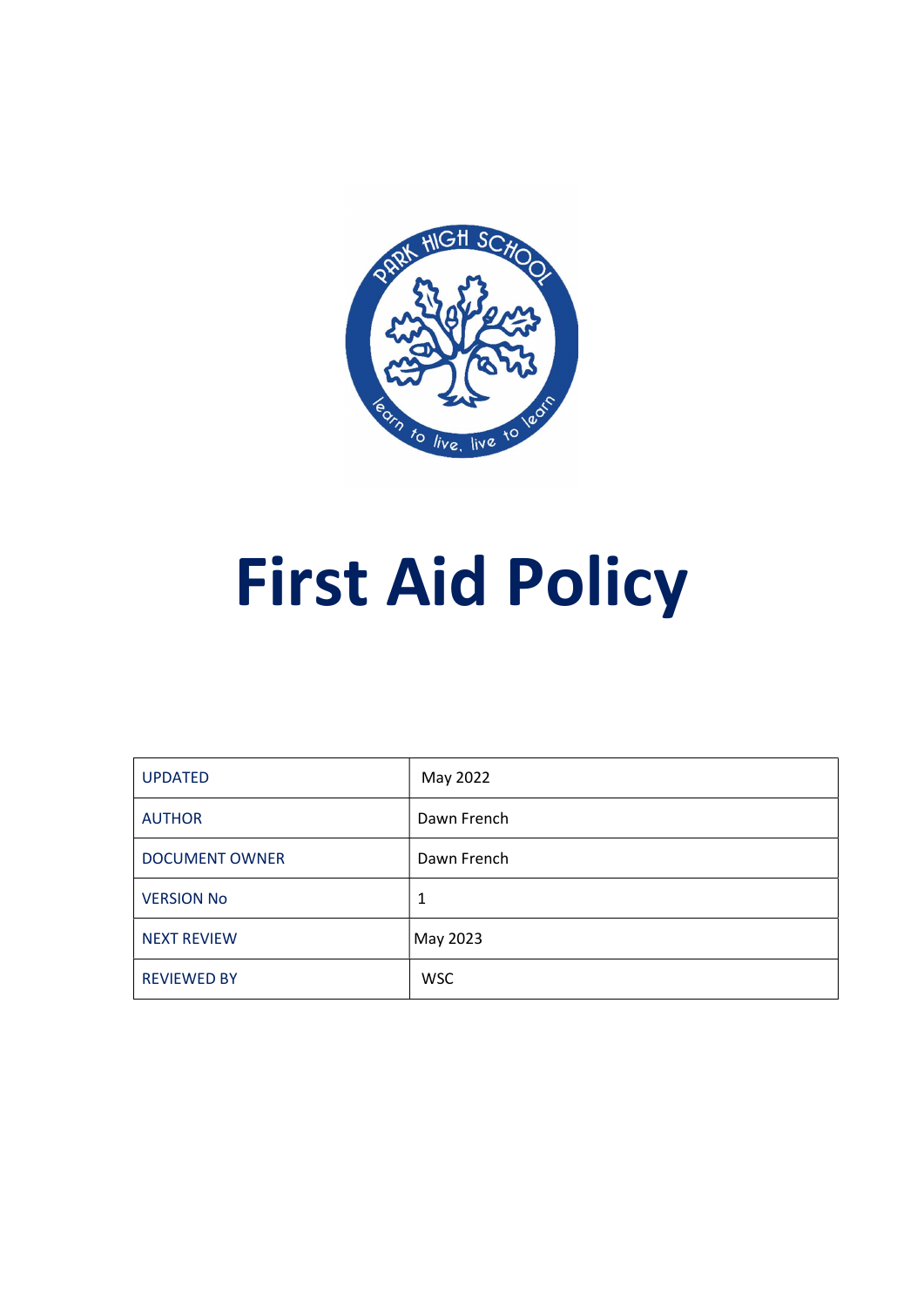# First Aid Policy

| UPDATED | May 2022 |
| --- | --- |
| AUTHOR | Dawn French |
| DOCUMENT OWNER | Dawn French |
| VERSION No | 1 |
| NEXT REVIEW | May 2023 |
| REVIEWED BY | WSC |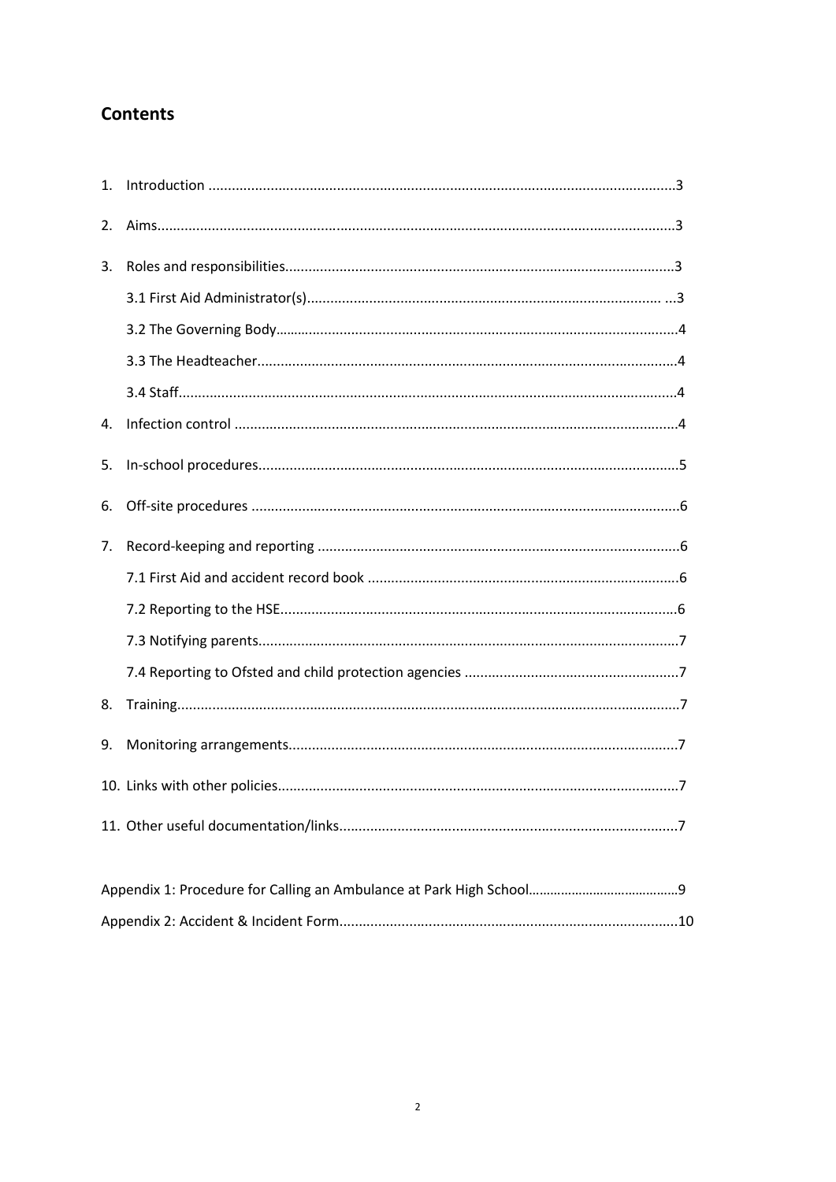## Contents

1. Introduction ....................................................................................................................3
2. Aims..................................................................................................................................3
3. Roles and responsibilities..................................................................................................3
   - 3.1 First Aid Administrator(s)...........................................................................................3
   - 3.2 The Governing Body....................................................................................................4
   - 3.3 The Headteacher..........................................................................................................4
   - 3.4 Staff..............................................................................................................................4
4. Infection control ................................................................................................................4
5. In-school procedures..........................................................................................................5
6. Off-site procedures ............................................................................................................6
7. Record-keeping and reporting ............................................................................................6
   - 7.1 First Aid and accident record book ..............................................................................6
   - 7.2 Reporting to the HSE....................................................................................................6
   - 7.3 Notifying parents..........................................................................................................7
   - 7.4 Reporting to Ofsted and child protection agencies ......................................................7
8. Training...............................................................................................................................7
9. Monitoring arrangements...................................................................................................7
10. Links with other policies.....................................................................................................7
11. Other useful documentation/links......................................................................................7

Appendix 1: Procedure for Calling an Ambulance at Park High School........................................9

Appendix 2: Accident & Incident Form.......................................................................................10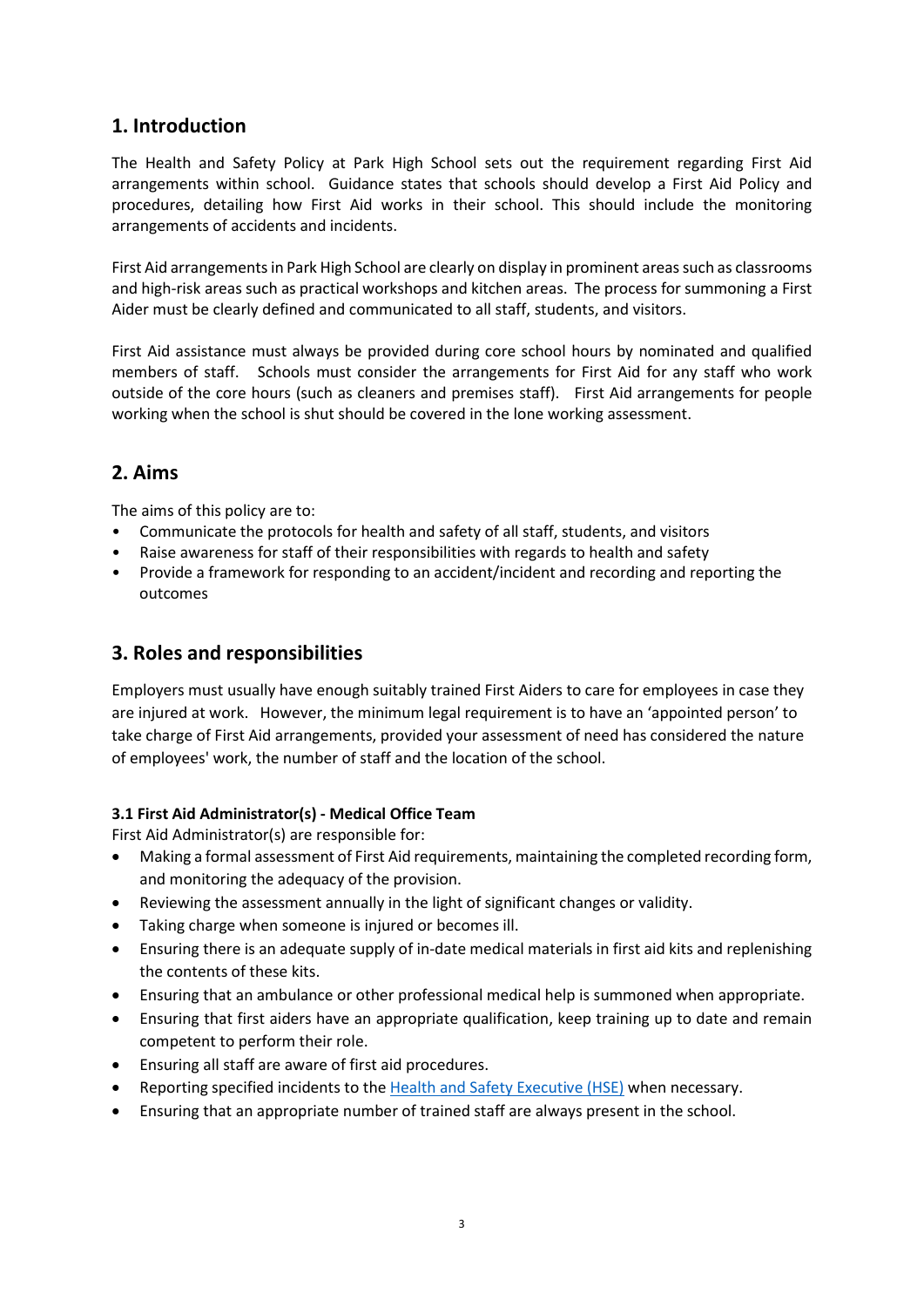## 1. Introduction

The Health and Safety Policy at Park High School sets out the requirement regarding First Aid arrangements within school. Guidance states that schools should develop a First Aid Policy and procedures, detailing how First Aid works in their school. This should include the monitoring arrangements of accidents and incidents.

First Aid arrangements in Park High School are clearly on display in prominent areas such as classrooms and high-risk areas such as practical workshops and kitchen areas. The process for summoning a First Aider must be clearly defined and communicated to all staff, students, and visitors.

First Aid assistance must always be provided during core school hours by nominated and qualified members of staff. Schools must consider the arrangements for First Aid for any staff who work outside of the core hours (such as cleaners and premises staff). First Aid arrangements for people working when the school is shut should be covered in the lone working assessment.

## 2. Aims

The aims of this policy are to:

- Communicate the protocols for health and safety of all staff, students, and visitors
- Raise awareness for staff of their responsibilities with regards to health and safety
- Provide a framework for responding to an accident/incident and recording and reporting the outcomes

## 3. Roles and responsibilities

Employers must usually have enough suitably trained First Aiders to care for employees in case they are injured at work. However, the minimum legal requirement is to have an 'appointed person' to take charge of First Aid arrangements, provided your assessment of need has considered the nature of employees' work, the number of staff and the location of the school.

### 3.1 First Aid Administrator(s) - Medical Office Team

First Aid Administrator(s) are responsible for:

- Making a formal assessment of First Aid requirements, maintaining the completed recording form, and monitoring the adequacy of the provision.
- Reviewing the assessment annually in the light of significant changes or validity.
- Taking charge when someone is injured or becomes ill.
- Ensuring there is an adequate supply of in-date medical materials in first aid kits and replenishing the contents of these kits.
- Ensuring that an ambulance or other professional medical help is summoned when appropriate.
- Ensuring that first aiders have an appropriate qualification, keep training up to date and remain competent to perform their role.
- Ensuring all staff are aware of first aid procedures.
- Reporting specified incidents to the Health and Safety Executive (HSE) when necessary.
- Ensuring that an appropriate number of trained staff are always present in the school.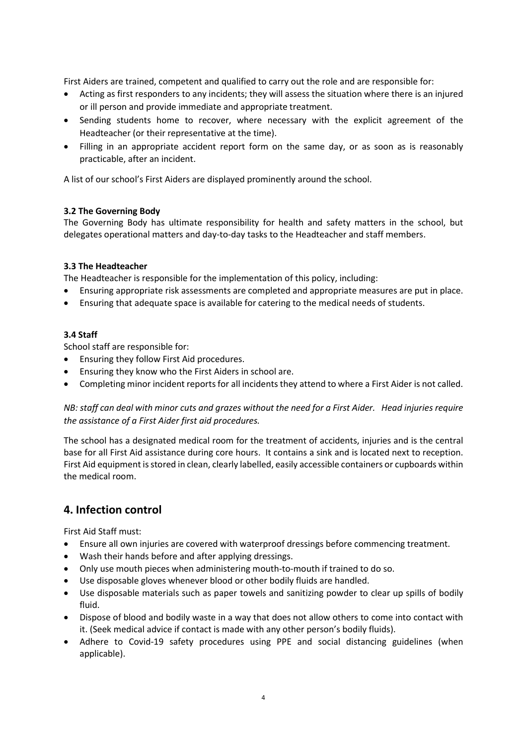First Aiders are trained, competent and qualified to carry out the role and are responsible for:

- Acting as first responders to any incidents; they will assess the situation where there is an injured or ill person and provide immediate and appropriate treatment.
- Sending students home to recover, where necessary with the explicit agreement of the Headteacher (or their representative at the time).
- Filling in an appropriate accident report form on the same day, or as soon as is reasonably practicable, after an incident.

A list of our school's First Aiders are displayed prominently around the school.

**3.2 The Governing Body**

The Governing Body has ultimate responsibility for health and safety matters in the school, but delegates operational matters and day-to-day tasks to the Headteacher and staff members.

**3.3 The Headteacher**

The Headteacher is responsible for the implementation of this policy, including:

- Ensuring appropriate risk assessments are completed and appropriate measures are put in place.
- Ensuring that adequate space is available for catering to the medical needs of students.

**3.4 Staff**

School staff are responsible for:

- Ensuring they follow First Aid procedures.
- Ensuring they know who the First Aiders in school are.
- Completing minor incident reports for all incidents they attend to where a First Aider is not called.

*NB: staff can deal with minor cuts and grazes without the need for a First Aider. Head injuries require the assistance of a First Aider first aid procedures.*

The school has a designated medical room for the treatment of accidents, injuries and is the central base for all First Aid assistance during core hours. It contains a sink and is located next to reception. First Aid equipment is stored in clean, clearly labelled, easily accessible containers or cupboards within the medical room.

## 4. Infection control

First Aid Staff must:

- Ensure all own injuries are covered with waterproof dressings before commencing treatment.
- Wash their hands before and after applying dressings.
- Only use mouth pieces when administering mouth-to-mouth if trained to do so.
- Use disposable gloves whenever blood or other bodily fluids are handled.
- Use disposable materials such as paper towels and sanitizing powder to clear up spills of bodily fluid.
- Dispose of blood and bodily waste in a way that does not allow others to come into contact with it. (Seek medical advice if contact is made with any other person's bodily fluids).
- Adhere to Covid-19 safety procedures using PPE and social distancing guidelines (when applicable).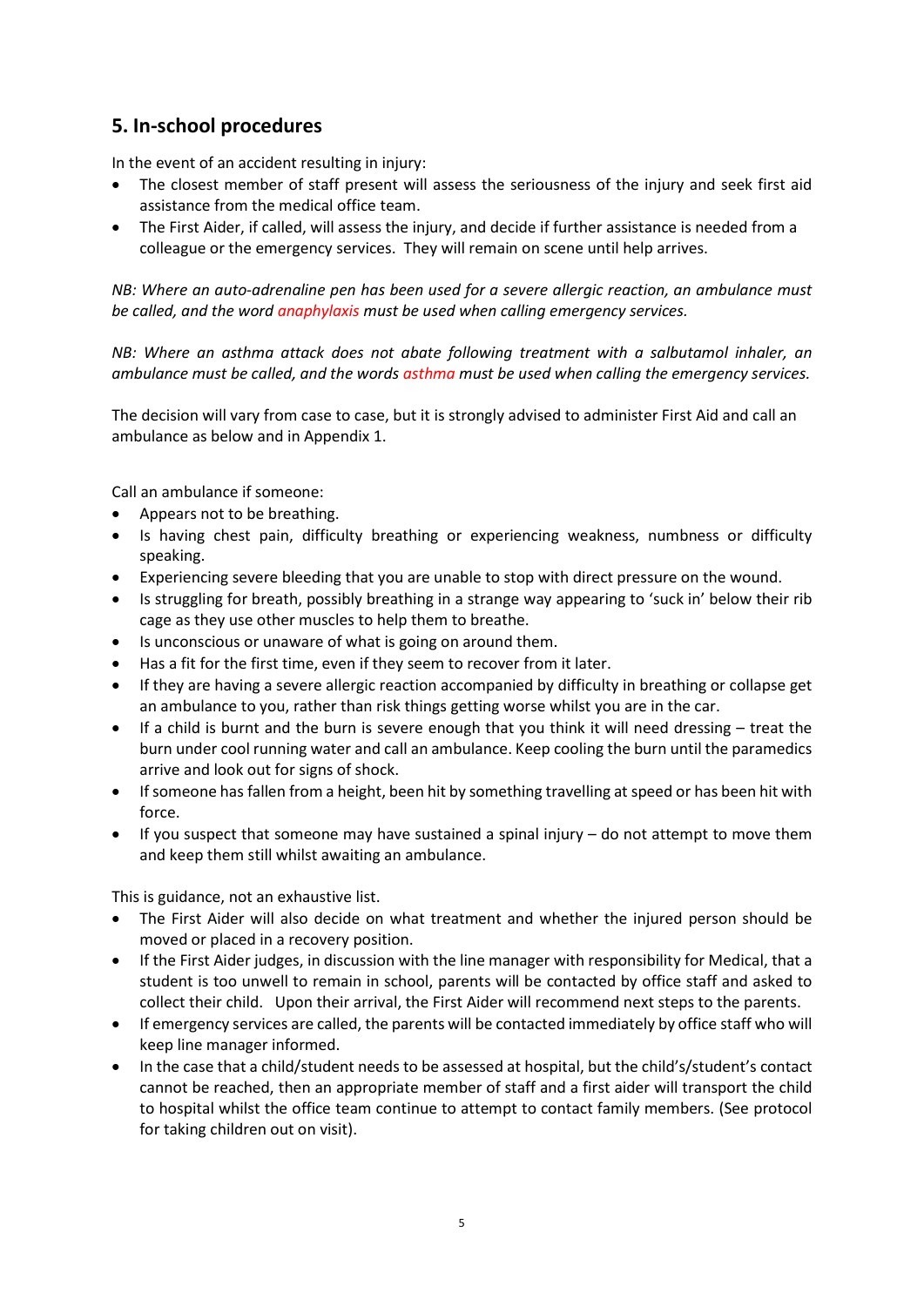## 5. In-school procedures

In the event of an accident resulting in injury:

- The closest member of staff present will assess the seriousness of the injury and seek first aid assistance from the medical office team.
- The First Aider, if called, will assess the injury, and decide if further assistance is needed from a colleague or the emergency services. They will remain on scene until help arrives.

*NB: Where an auto-adrenaline pen has been used for a severe allergic reaction, an ambulance must be called, and the word anaphylaxis must be used when calling emergency services.*

*NB: Where an asthma attack does not abate following treatment with a salbutamol inhaler, an ambulance must be called, and the words asthma must be used when calling the emergency services.*

The decision will vary from case to case, but it is strongly advised to administer First Aid and call an ambulance as below and in Appendix 1.

Call an ambulance if someone:

- Appears not to be breathing.
- Is having chest pain, difficulty breathing or experiencing weakness, numbness or difficulty speaking.
- Experiencing severe bleeding that you are unable to stop with direct pressure on the wound.
- Is struggling for breath, possibly breathing in a strange way appearing to 'suck in' below their rib cage as they use other muscles to help them to breathe.
- Is unconscious or unaware of what is going on around them.
- Has a fit for the first time, even if they seem to recover from it later.
- If they are having a severe allergic reaction accompanied by difficulty in breathing or collapse get an ambulance to you, rather than risk things getting worse whilst you are in the car.
- If a child is burnt and the burn is severe enough that you think it will need dressing – treat the burn under cool running water and call an ambulance. Keep cooling the burn until the paramedics arrive and look out for signs of shock.
- If someone has fallen from a height, been hit by something travelling at speed or has been hit with force.
- If you suspect that someone may have sustained a spinal injury – do not attempt to move them and keep them still whilst awaiting an ambulance.

This is guidance, not an exhaustive list.

- The First Aider will also decide on what treatment and whether the injured person should be moved or placed in a recovery position.
- If the First Aider judges, in discussion with the line manager with responsibility for Medical, that a student is too unwell to remain in school, parents will be contacted by office staff and asked to collect their child. Upon their arrival, the First Aider will recommend next steps to the parents.
- If emergency services are called, the parents will be contacted immediately by office staff who will keep line manager informed.
- In the case that a child/student needs to be assessed at hospital, but the child's/student's contact cannot be reached, then an appropriate member of staff and a first aider will transport the child to hospital whilst the office team continue to attempt to contact family members. (See protocol for taking children out on visit).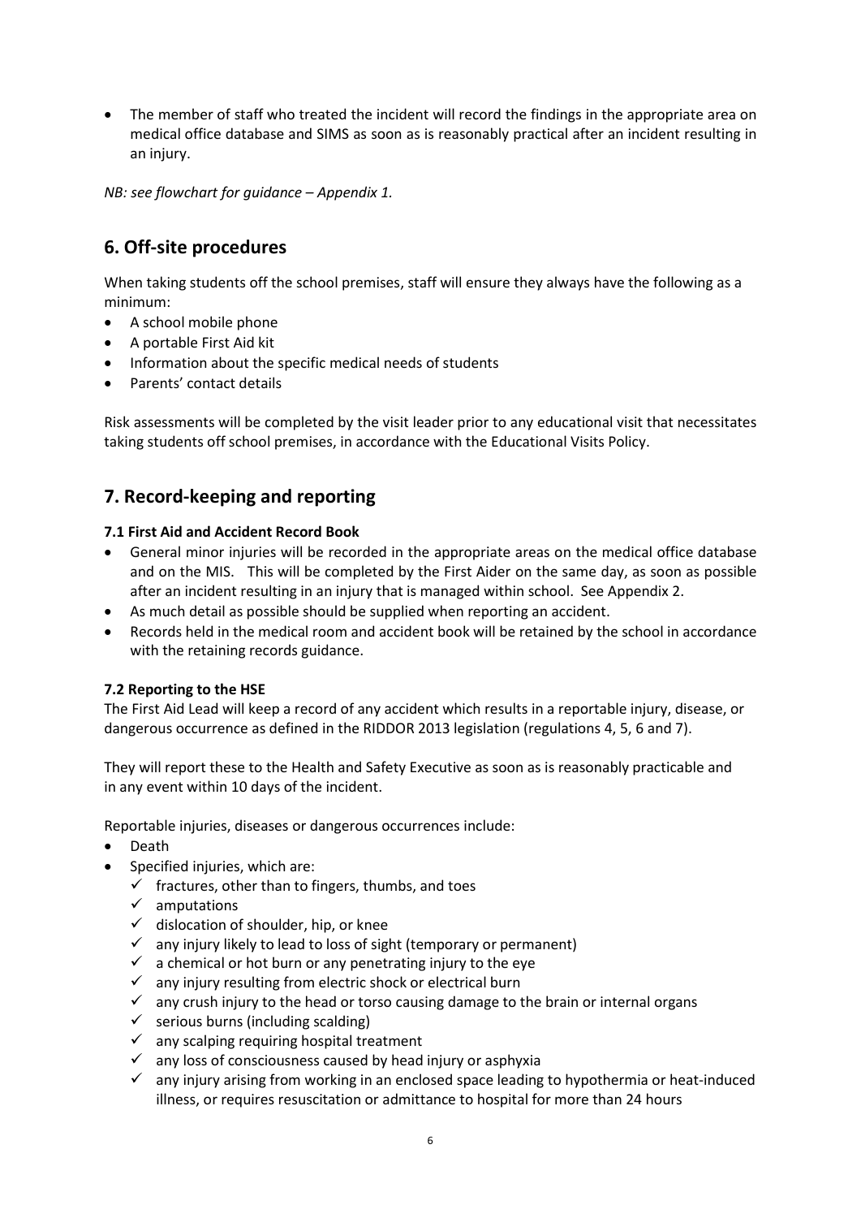- The member of staff who treated the incident will record the findings in the appropriate area on medical office database and SIMS as soon as is reasonably practical after an incident resulting in an injury.

*NB: see flowchart for guidance – Appendix 1.*

## 6. Off-site procedures

When taking students off the school premises, staff will ensure they always have the following as a minimum:

- A school mobile phone
- A portable First Aid kit
- Information about the specific medical needs of students
- Parents' contact details

Risk assessments will be completed by the visit leader prior to any educational visit that necessitates taking students off school premises, in accordance with the Educational Visits Policy.

## 7. Record-keeping and reporting

### 7.1 First Aid and Accident Record Book

- General minor injuries will be recorded in the appropriate areas on the medical office database and on the MIS. This will be completed by the First Aider on the same day, as soon as possible after an incident resulting in an injury that is managed within school. See Appendix 2.
- As much detail as possible should be supplied when reporting an accident.
- Records held in the medical room and accident book will be retained by the school in accordance with the retaining records guidance.

### 7.2 Reporting to the HSE

The First Aid Lead will keep a record of any accident which results in a reportable injury, disease, or dangerous occurrence as defined in the RIDDOR 2013 legislation (regulations 4, 5, 6 and 7).

They will report these to the Health and Safety Executive as soon as is reasonably practicable and in any event within 10 days of the incident.

Reportable injuries, diseases or dangerous occurrences include:

- Death
- Specified injuries, which are:
  - ✓ fractures, other than to fingers, thumbs, and toes
  - ✓ amputations
  - ✓ dislocation of shoulder, hip, or knee
  - ✓ any injury likely to lead to loss of sight (temporary or permanent)
  - ✓ a chemical or hot burn or any penetrating injury to the eye
  - ✓ any injury resulting from electric shock or electrical burn
  - ✓ any crush injury to the head or torso causing damage to the brain or internal organs
  - ✓ serious burns (including scalding)
  - ✓ any scalping requiring hospital treatment
  - ✓ any loss of consciousness caused by head injury or asphyxia
  - ✓ any injury arising from working in an enclosed space leading to hypothermia or heat-induced illness, or requires resuscitation or admittance to hospital for more than 24 hours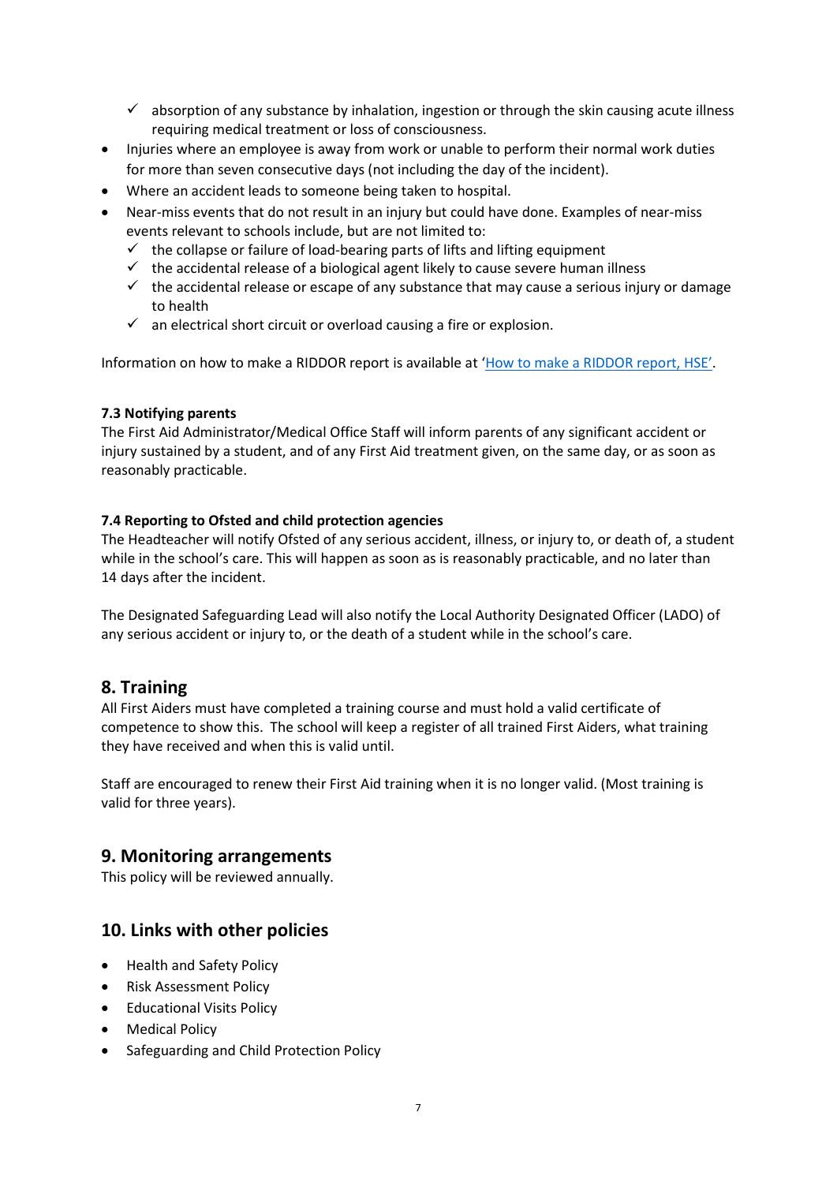- ✓ absorption of any substance by inhalation, ingestion or through the skin causing acute illness requiring medical treatment or loss of consciousness.
- Injuries where an employee is away from work or unable to perform their normal work duties for more than seven consecutive days (not including the day of the incident).
- Where an accident leads to someone being taken to hospital.
- Near-miss events that do not result in an injury but could have done. Examples of near-miss events relevant to schools include, but are not limited to:
  - ✓ the collapse or failure of load-bearing parts of lifts and lifting equipment
  - ✓ the accidental release of a biological agent likely to cause severe human illness
  - ✓ the accidental release or escape of any substance that may cause a serious injury or damage to health
  - ✓ an electrical short circuit or overload causing a fire or explosion.

Information on how to make a RIDDOR report is available at '[How to make a RIDDOR report, HSE](#)'.

**7.3 Notifying parents**

The First Aid Administrator/Medical Office Staff will inform parents of any significant accident or injury sustained by a student, and of any First Aid treatment given, on the same day, or as soon as reasonably practicable.

**7.4 Reporting to Ofsted and child protection agencies**

The Headteacher will notify Ofsted of any serious accident, illness, or injury to, or death of, a student while in the school's care. This will happen as soon as is reasonably practicable, and no later than 14 days after the incident.

The Designated Safeguarding Lead will also notify the Local Authority Designated Officer (LADO) of any serious accident or injury to, or the death of a student while in the school's care.

## 8. Training

All First Aiders must have completed a training course and must hold a valid certificate of competence to show this. The school will keep a register of all trained First Aiders, what training they have received and when this is valid until.

Staff are encouraged to renew their First Aid training when it is no longer valid. (Most training is valid for three years).

## 9. Monitoring arrangements

This policy will be reviewed annually.

## 10. Links with other policies

- Health and Safety Policy
- Risk Assessment Policy
- Educational Visits Policy
- Medical Policy
- Safeguarding and Child Protection Policy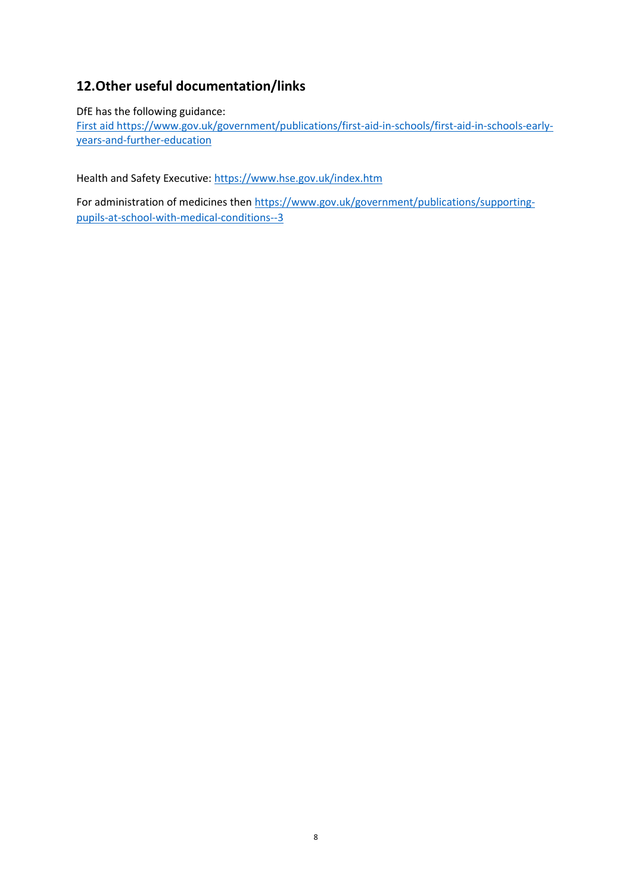## 12. Other useful documentation/links

DfE has the following guidance:
First aid https://www.gov.uk/government/publications/first-aid-in-schools/first-aid-in-schools-early-years-and-further-education

Health and Safety Executive: https://www.hse.gov.uk/index.htm

For administration of medicines then https://www.gov.uk/government/publications/supporting-pupils-at-school-with-medical-conditions--3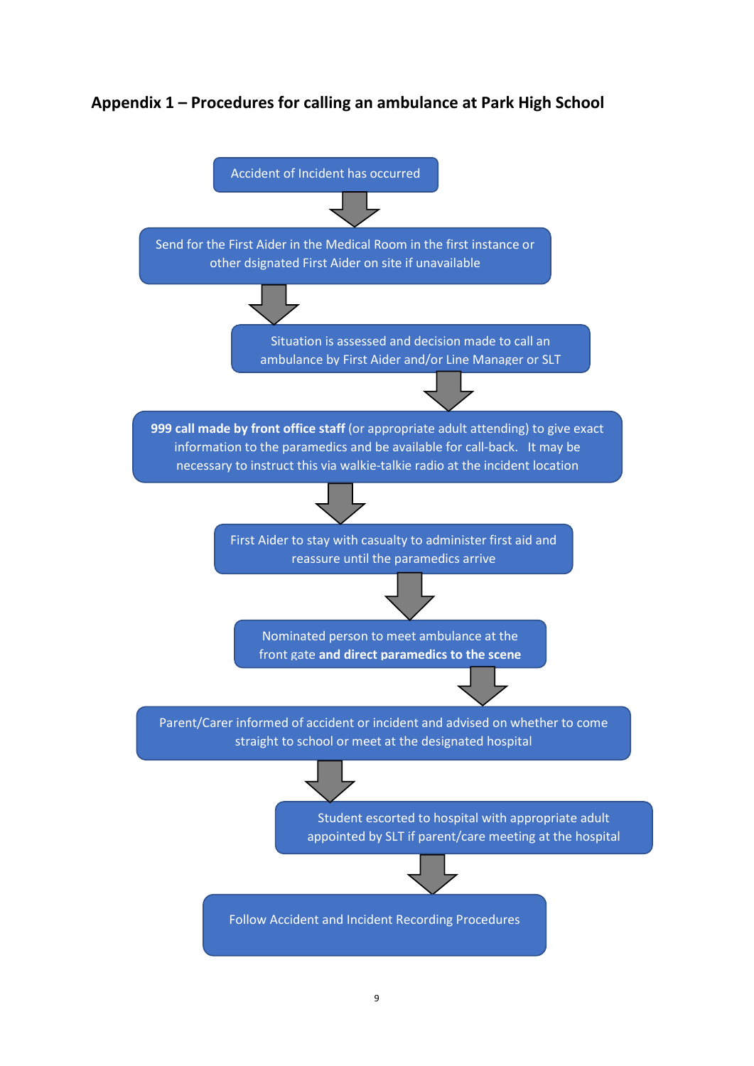## Appendix 1 – Procedures for calling an ambulance at Park High School

Accident of Incident has occurred

↓

Send for the First Aider in the Medical Room in the first instance or other dsignated First Aider on site if unavailable

↓

Situation is assessed and decision made to call an ambulance by First Aider and/or Line Manager or SLT

↓

**999 call made by front office staff** (or appropriate adult attending) to give exact information to the paramedics and be available for call-back. It may be necessary to instruct this via walkie-talkie radio at the incident location

↓

First Aider to stay with casualty to administer first aid and reassure until the paramedics arrive

↓

Nominated person to meet ambulance at the front gate **and direct paramedics to the scene**

↓

Parent/Carer informed of accident or incident and advised on whether to come straight to school or meet at the designated hospital

↓

Student escorted to hospital with appropriate adult appointed by SLT if parent/care meeting at the hospital

↓

Follow Accident and Incident Recording Procedures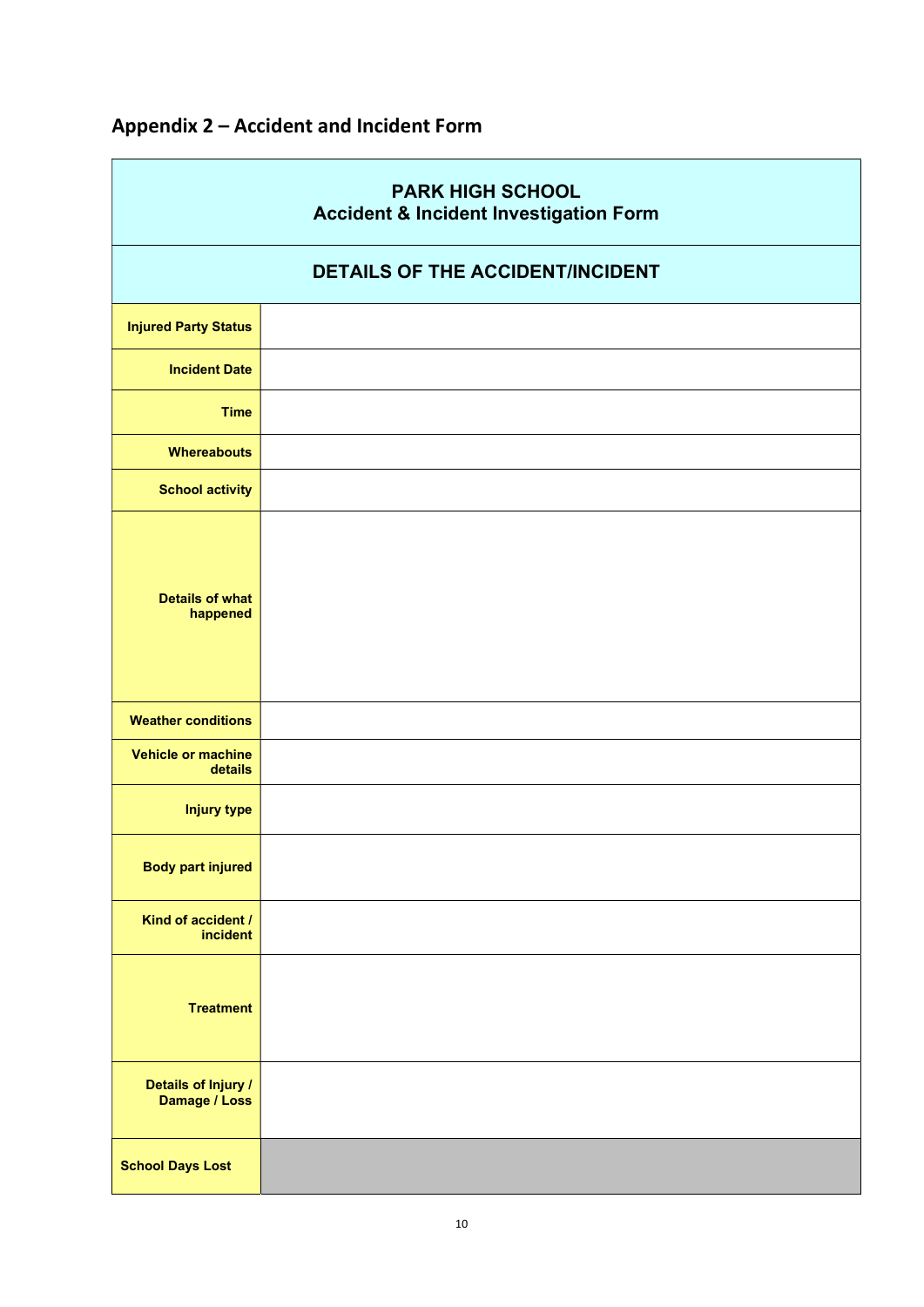## Appendix 2 – Accident and Incident Form

| **PARK HIGH SCHOOL**<br>**Accident & Incident Investigation Form** | |
|---|---|
| **DETAILS OF THE ACCIDENT/INCIDENT** | |
| **Injured Party Status** | |
| **Incident Date** | |
| **Time** | |
| **Whereabouts** | |
| **School activity** | |
| **Details of what happened** | |
| **Weather conditions** | |
| **Vehicle or machine details** | |
| **Injury type** | |
| **Body part injured** | |
| **Kind of accident / incident** | |
| **Treatment** | |
| **Details of Injury / Damage / Loss** | |
| **School Days Lost** | |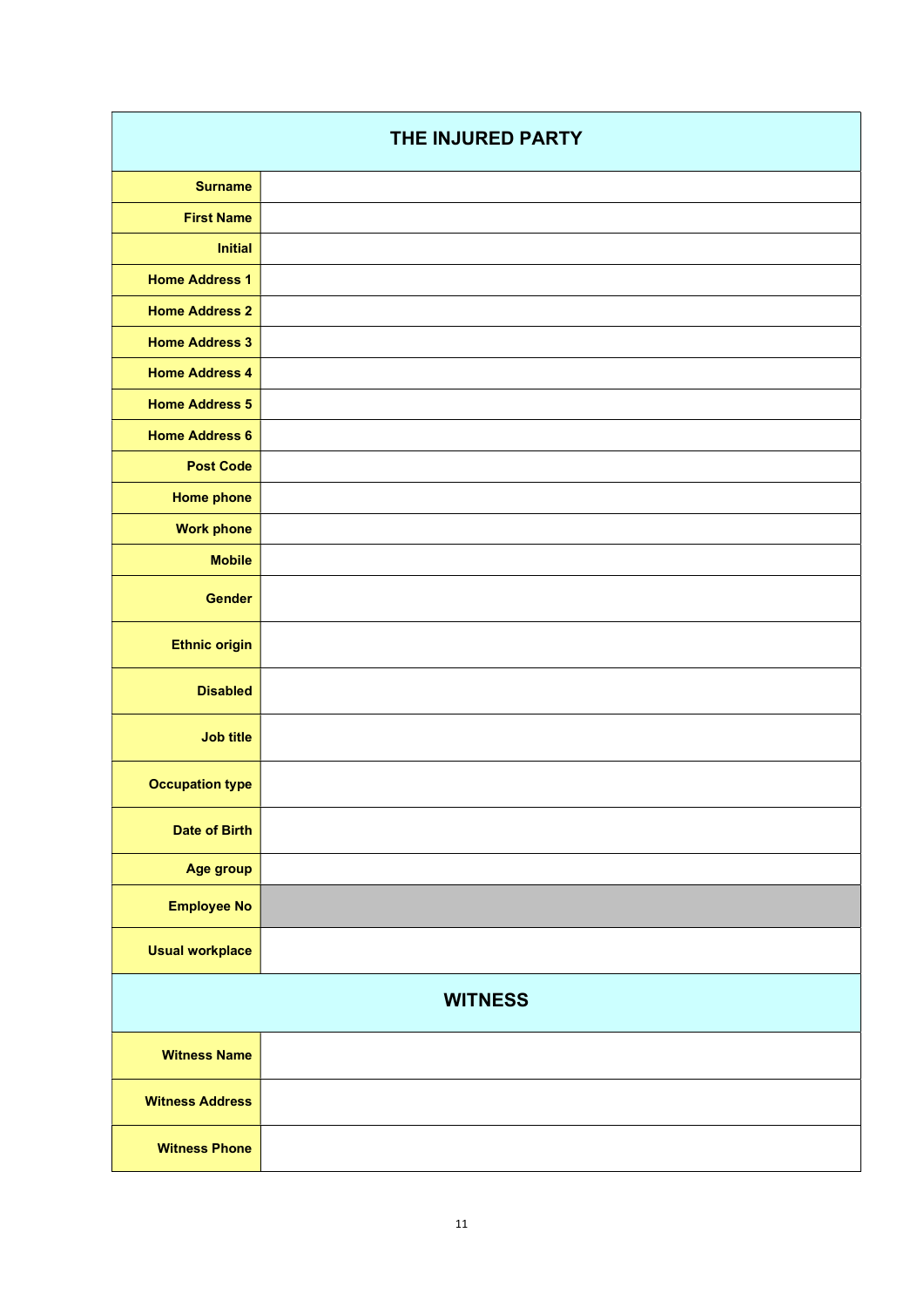| THE INJURED PARTY | |
|---|---|
| **Surname** | |
| **First Name** | |
| **Initial** | |
| **Home Address 1** | |
| **Home Address 2** | |
| **Home Address 3** | |
| **Home Address 4** | |
| **Home Address 5** | |
| **Home Address 6** | |
| **Post Code** | |
| **Home phone** | |
| **Work phone** | |
| **Mobile** | |
| **Gender** | |
| **Ethnic origin** | |
| **Disabled** | |
| **Job title** | |
| **Occupation type** | |
| **Date of Birth** | |
| **Age group** | |
| **Employee No** | |
| **Usual workplace** | |

| WITNESS | |
|---|---|
| **Witness Name** | |
| **Witness Address** | |
| **Witness Phone** | |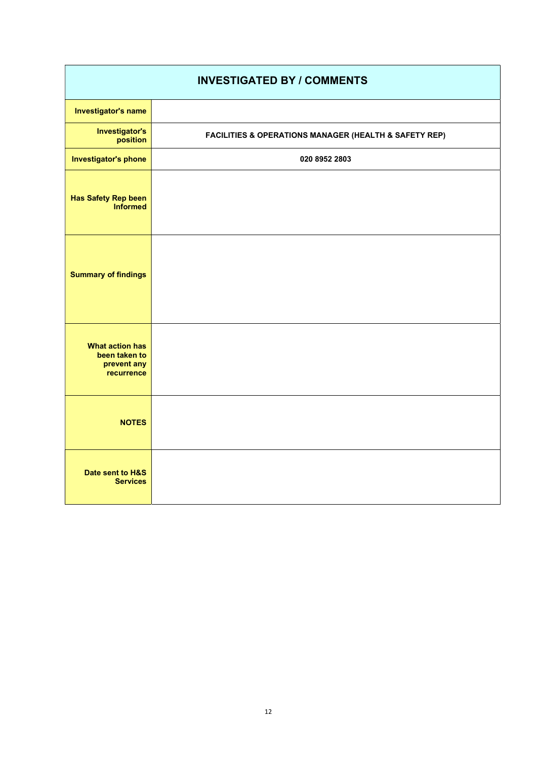| INVESTIGATED BY / COMMENTS | |
|---|---|
| **Investigator's name** | |
| **Investigator's position** | **FACILITIES & OPERATIONS MANAGER (HEALTH & SAFETY REP)** |
| **Investigator's phone** | **020 8952 2803** |
| **Has Safety Rep been Informed** | |
| **Summary of findings** | |
| **What action has been taken to prevent any recurrence** | |
| **NOTES** | |
| **Date sent to H&S Services** | |